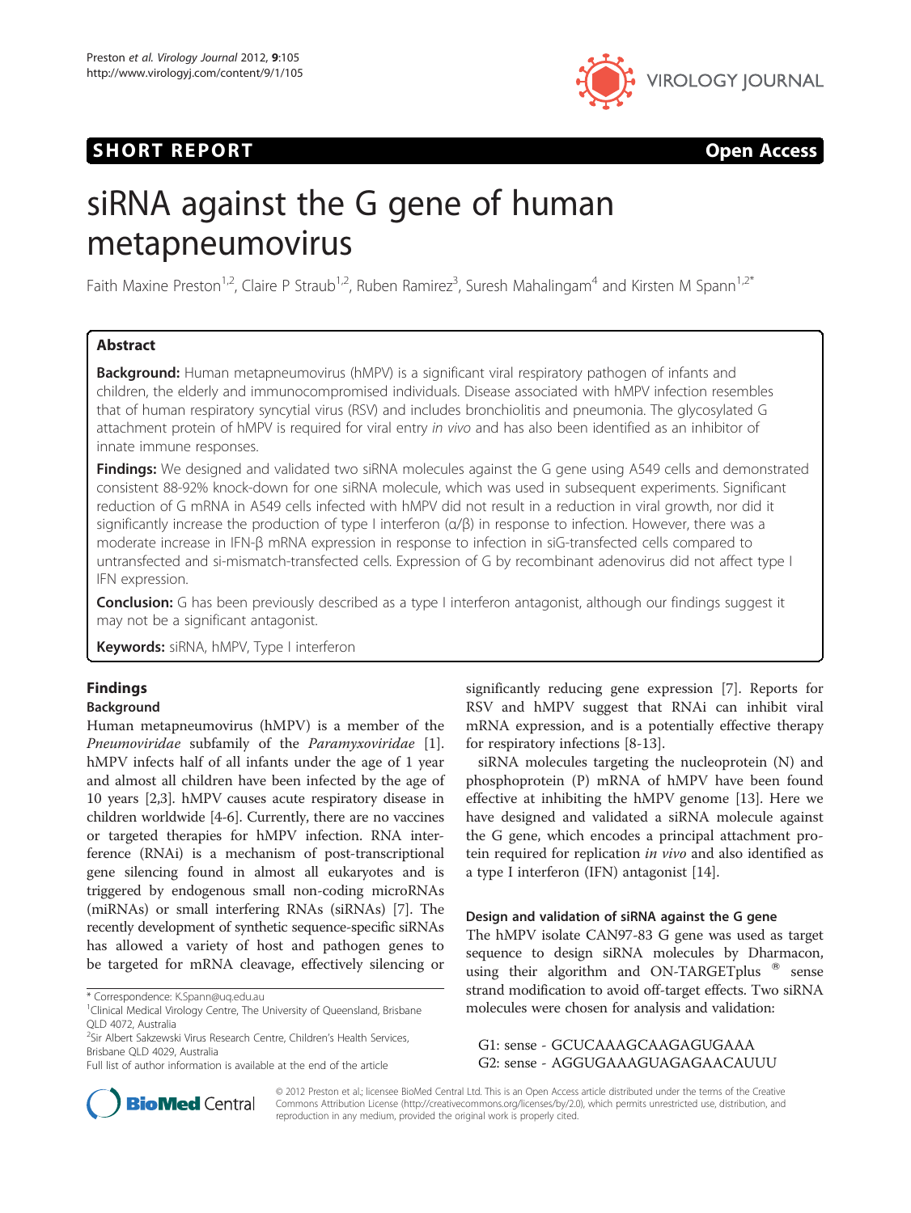**SHORT REPORT** **Open Access**

# siRNA against the G gene of human metapneumovirus

Faith Maxine Preston[1,2], Claire P Straub[1,2], Ruben Ramirez[3], Suresh Mahalingam[4] and Kirsten M Spann[1,2*]

## Abstract

**Background:** Human metapneumovirus (hMPV) is a significant viral respiratory pathogen of infants and children, the elderly and immunocompromised individuals. Disease associated with hMPV infection resembles that of human respiratory syncytial virus (RSV) and includes bronchiolitis and pneumonia. The glycosylated G attachment protein of hMPV is required for viral entry *in vivo* and has also been identified as an inhibitor of innate immune responses.

**Findings:** We designed and validated two siRNA molecules against the G gene using A549 cells and demonstrated consistent 88-92% knock-down for one siRNA molecule, which was used in subsequent experiments. Significant reduction of G mRNA in A549 cells infected with hMPV did not result in a reduction in viral growth, nor did it significantly increase the production of type I interferon (α/β) in response to infection. However, there was a moderate increase in IFN-β mRNA expression in response to infection in siG-transfected cells compared to untransfected and si-mismatch-transfected cells. Expression of G by recombinant adenovirus did not affect type I IFN expression.

**Conclusion:** G has been previously described as a type I interferon antagonist, although our findings suggest it may not be a significant antagonist.

**Keywords:** siRNA, hMPV, Type I interferon

## Findings

### Background

Human metapneumovirus (hMPV) is a member of the *Pneumoviridae* subfamily of the *Paramyxoviridae* [1]. hMPV infects half of all infants under the age of 1 year and almost all children have been infected by the age of 10 years [2,3]. hMPV causes acute respiratory disease in children worldwide [4-6]. Currently, there are no vaccines or targeted therapies for hMPV infection. RNA interference (RNAi) is a mechanism of post-transcriptional gene silencing found in almost all eukaryotes and is triggered by endogenous small non-coding microRNAs (miRNAs) or small interfering RNAs (siRNAs) [7]. The recently development of synthetic sequence-specific siRNAs has allowed a variety of host and pathogen genes to be targeted for mRNA cleavage, effectively silencing or significantly reducing gene expression [7]. Reports for RSV and hMPV suggest that RNAi can inhibit viral mRNA expression, and is a potentially effective therapy for respiratory infections [8-13].

siRNA molecules targeting the nucleoprotein (N) and phosphoprotein (P) mRNA of hMPV have been found effective at inhibiting the hMPV genome [13]. Here we have designed and validated a siRNA molecule against the G gene, which encodes a principal attachment protein required for replication *in vivo* and also identified as a type I interferon (IFN) antagonist [14].

### Design and validation of siRNA against the G gene

The hMPV isolate CAN97-83 G gene was used as target sequence to design siRNA molecules by Dharmacon, using their algorithm and ON-TARGETplus ® sense strand modification to avoid off-target effects. Two siRNA molecules were chosen for analysis and validation:

G1: sense - GCUCAAAGCAAGAGUGAAA
G2: sense - AGGUGAAAGUAGAGAACAUUU

\* Correspondence: K.Spann@uq.edu.au
[1]Clinical Medical Virology Centre, The University of Queensland, Brisbane QLD 4072, Australia
[2]Sir Albert Sakzewski Virus Research Centre, Children's Health Services, Brisbane QLD 4029, Australia
Full list of author information is available at the end of the article

© 2012 Preston et al.; licensee BioMed Central Ltd. This is an Open Access article distributed under the terms of the Creative Commons Attribution License (http://creativecommons.org/licenses/by/2.0), which permits unrestricted use, distribution, and reproduction in any medium, provided the original work is properly cited.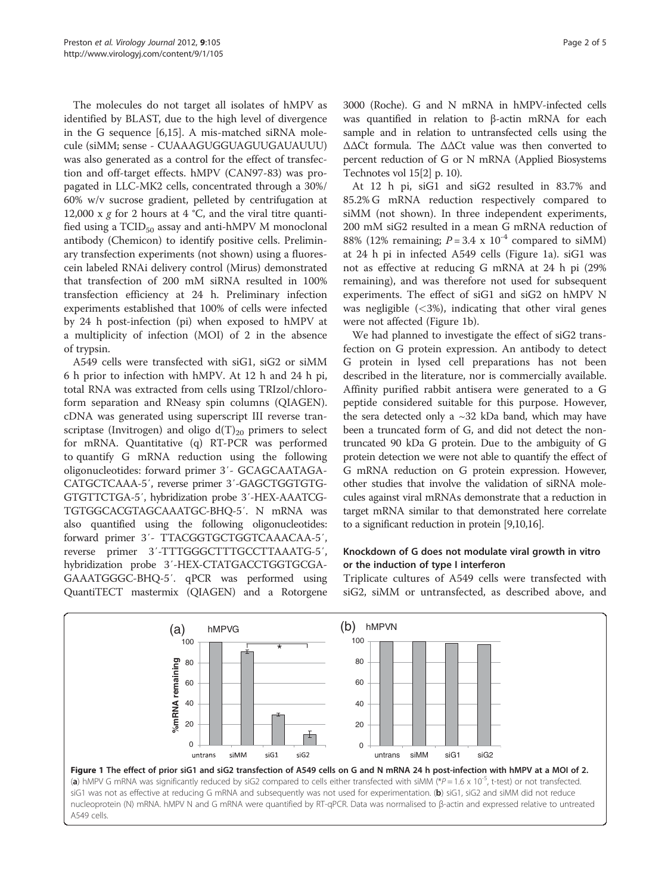The molecules do not target all isolates of hMPV as identified by BLAST, due to the high level of divergence in the G sequence [6,15]. A mis-matched siRNA molecule (siMM; sense - CUAAAGUGGUAGUUGAUAUUU) was also generated as a control for the effect of transfection and off-target effects. hMPV (CAN97-83) was propagated in LLC-MK2 cells, concentrated through a 30%/60% w/v sucrose gradient, pelleted by centrifugation at 12,000 x *g* for 2 hours at 4 °C, and the viral titre quantified using a $TCID_{50}$ assay and anti-hMPV M monoclonal antibody (Chemicon) to identify positive cells. Preliminary transfection experiments (not shown) using a fluorescein labeled RNAi delivery control (Mirus) demonstrated that transfection of 200 mM siRNA resulted in 100% transfection efficiency at 24 h. Preliminary infection experiments established that 100% of cells were infected by 24 h post-infection (pi) when exposed to hMPV at a multiplicity of infection (MOI) of 2 in the absence of trypsin.

A549 cells were transfected with siG1, siG2 or siMM 6 h prior to infection with hMPV. At 12 h and 24 h pi, total RNA was extracted from cells using TRIzol/chloroform separation and RNeasy spin columns (QIAGEN). cDNA was generated using superscript III reverse transcriptase (Invitrogen) and oligo $d(T)_{20}$ primers to select for mRNA. Quantitative (q) RT-PCR was performed to quantify G mRNA reduction using the following oligonucleotides: forward primer 3′- GCAGCAATAGACATGCTCAAA-5′, reverse primer 3′-GAGCTGGTGTGGTGTTCTGA-5′, hybridization probe 3′-HEX-AAATCGTGTGGCACGTAGCAAATGC-BHQ-5′. N mRNA was also quantified using the following oligonucleotides: forward primer 3′- TTACGGTGCTGGTCAAACAA-5′, reverse primer 3′-TTTGGGCTTTGCCTTAAATG-5′, hybridization probe 3′-HEX-CTATGACCTGGTGCGAGAAATGGGC-BHQ-5′. qPCR was performed using QuantiTECT mastermix (QIAGEN) and a Rotorgene 3000 (Roche). G and N mRNA in hMPV-infected cells was quantified in relation to β-actin mRNA for each sample and in relation to untransfected cells using the ΔΔCt formula. The ΔΔCt value was then converted to percent reduction of G or N mRNA (Applied Biosystems Technotes vol 15[2] p. 10).

At 12 h pi, siG1 and siG2 resulted in 83.7% and 85.2% G mRNA reduction respectively compared to siMM (not shown). In three independent experiments, 200 mM siG2 resulted in a mean G mRNA reduction of 88% (12% remaining; $P = 3.4 \times 10^{-4}$ compared to siMM) at 24 h pi in infected A549 cells (Figure 1a). siG1 was not as effective at reducing G mRNA at 24 h pi (29% remaining), and was therefore not used for subsequent experiments. The effect of siG1 and siG2 on hMPV N was negligible (<3%), indicating that other viral genes were not affected (Figure 1b).

We had planned to investigate the effect of siG2 transfection on G protein expression. An antibody to detect G protein in lysed cell preparations has not been described in the literature, nor is commercially available. Affinity purified rabbit antisera were generated to a G peptide considered suitable for this purpose. However, the sera detected only a ~32 kDa band, which may have been a truncated form of G, and did not detect the non-truncated 90 kDa G protein. Due to the ambiguity of G protein detection we were not able to quantify the effect of G mRNA reduction on G protein expression. However, other studies that involve the validation of siRNA molecules against viral mRNAs demonstrate that a reduction in target mRNA similar to that demonstrated here correlate to a significant reduction in protein [9,10,16].

### Knockdown of G does not modulate viral growth in vitro or the induction of type I interferon

Triplicate cultures of A549 cells were transfected with siG2, siMM or untransfected, as described above, and

**Figure 1 The effect of prior siG1 and siG2 transfection of A549 cells on G and N mRNA 24 h post-infection with hMPV at a MOI of 2.** (**a**) hMPV G mRNA was significantly reduced by siG2 compared to cells either transfected with siMM (*$P = 1.6 \times 10^{-5}$, t-test) or not transfected. siG1 was not as effective at reducing G mRNA and subsequently was not used for experimentation. (**b**) siG1, siG2 and siMM did not reduce nucleoprotein (N) mRNA. hMPV N and G mRNA were quantified by RT-qPCR. Data was normalised to β-actin and expressed relative to untreated A549 cells.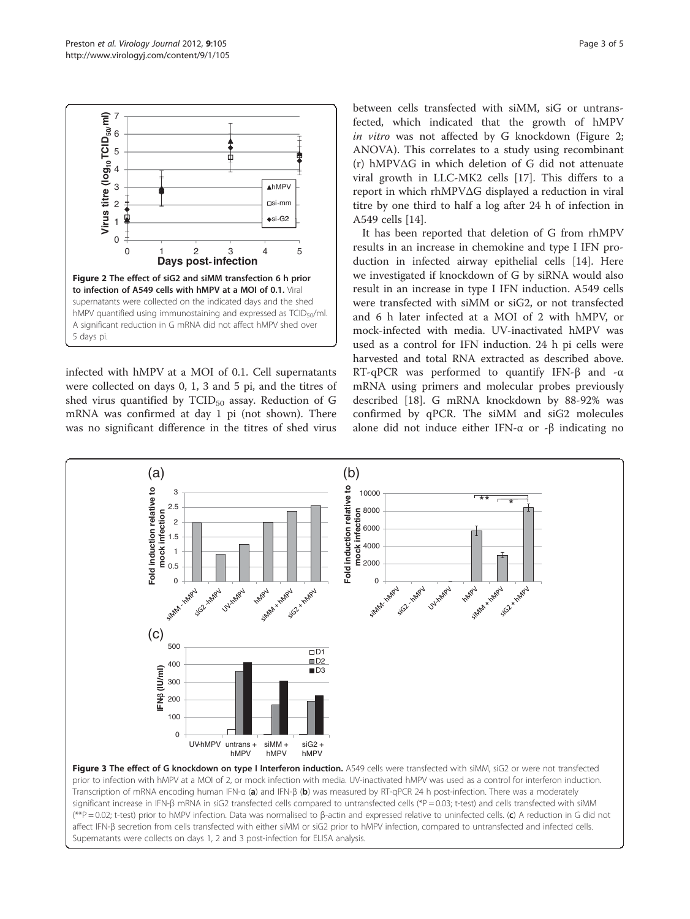**Figure 2 The effect of siG2 and siMM transfection 6 h prior to infection of A549 cells with hMPV at a MOI of 0.1.** Viral supernatants were collected on the indicated days and the shed hMPV quantified using immunostaining and expressed as $TCID_{50}$/ml. A significant reduction in G mRNA did not affect hMPV shed over 5 days pi.

infected with hMPV at a MOI of 0.1. Cell supernatants were collected on days 0, 1, 3 and 5 pi, and the titres of shed virus quantified by $TCID_{50}$ assay. Reduction of G mRNA was confirmed at day 1 pi (not shown). There was no significant difference in the titres of shed virus between cells transfected with siMM, siG or untransfected, which indicated that the growth of hMPV *in vitro* was not affected by G knockdown (Figure 2; ANOVA). This correlates to a study using recombinant (r) hMPVΔG in which deletion of G did not attenuate viral growth in LLC-MK2 cells [17]. This differs to a report in which rhMPVΔG displayed a reduction in viral titre by one third to half a log after 24 h of infection in A549 cells [14].

It has been reported that deletion of G from rhMPV results in an increase in chemokine and type I IFN production in infected airway epithelial cells [14]. Here we investigated if knockdown of G by siRNA would also result in an increase in type I IFN induction. A549 cells were transfected with siMM or siG2, or not transfected and 6 h later infected at a MOI of 2 with hMPV, or mock-infected with media. UV-inactivated hMPV was used as a control for IFN induction. 24 h pi cells were harvested and total RNA extracted as described above. RT-qPCR was performed to quantify IFN-β and -α mRNA using primers and molecular probes previously described [18]. G mRNA knockdown by 88-92% was confirmed by qPCR. The siMM and siG2 molecules alone did not induce either IFN-α or -β indicating no

**Figure 3 The effect of G knockdown on type I Interferon induction.** A549 cells were transfected with siMM, siG2 or were not transfected prior to infection with hMPV at a MOI of 2, or mock infection with media. UV-inactivated hMPV was used as a control for interferon induction. Transcription of mRNA encoding human IFN-α (**a**) and IFN-β (**b**) was measured by RT-qPCR 24 h post-infection. There was a moderately significant increase in IFN-β mRNA in siG2 transfected cells compared to untransfected cells (*P = 0.03; t-test) and cells transfected with siMM (**P = 0.02; t-test) prior to hMPV infection. Data was normalised to β-actin and expressed relative to uninfected cells. (**c**) A reduction in G did not affect IFN-β secretion from cells transfected with either siMM or siG2 prior to hMPV infection, compared to untransfected and infected cells. Supernatants were collects on days 1, 2 and 3 post-infection for ELISA analysis.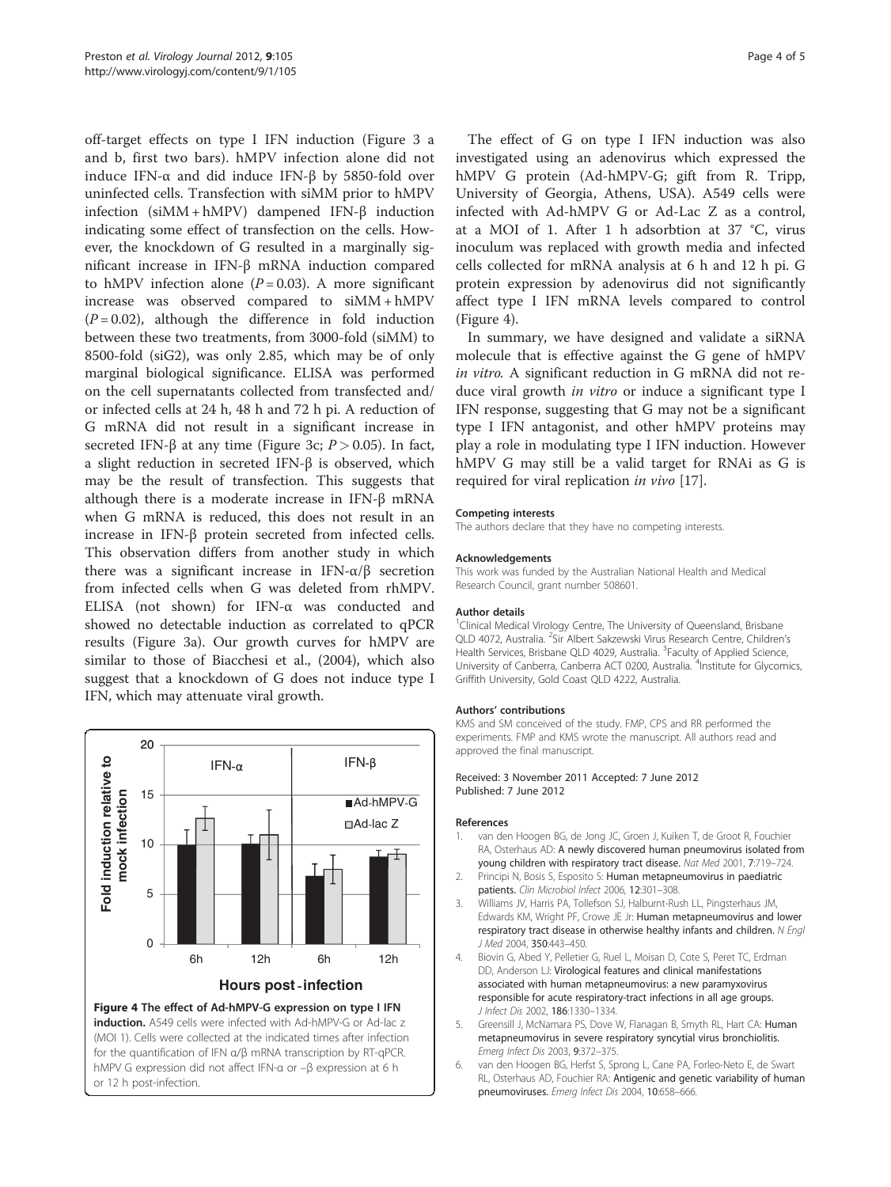off-target effects on type I IFN induction (Figure 3 a and b, first two bars). hMPV infection alone did not induce IFN-α and did induce IFN-β by 5850-fold over uninfected cells. Transfection with siMM prior to hMPV infection (siMM + hMPV) dampened IFN-β induction indicating some effect of transfection on the cells. However, the knockdown of G resulted in a marginally significant increase in IFN-β mRNA induction compared to hMPV infection alone ($P = 0.03$). A more significant increase was observed compared to siMM + hMPV ($P = 0.02$), although the difference in fold induction between these two treatments, from 3000-fold (siMM) to 8500-fold (siG2), was only 2.85, which may be of only marginal biological significance. ELISA was performed on the cell supernatants collected from transfected and/or infected cells at 24 h, 48 h and 72 h pi. A reduction of G mRNA did not result in a significant increase in secreted IFN-β at any time (Figure 3c; $P > 0.05$). In fact, a slight reduction in secreted IFN-β is observed, which may be the result of transfection. This suggests that although there is a moderate increase in IFN-β mRNA when G mRNA is reduced, this does not result in an increase in IFN-β protein secreted from infected cells. This observation differs from another study in which there was a significant increase in IFN-α/β secretion from infected cells when G was deleted from rhMPV. ELISA (not shown) for IFN-α was conducted and showed no detectable induction as correlated to qPCR results (Figure 3a). Our growth curves for hMPV are similar to those of Biacchesi et al., (2004), which also suggest that a knockdown of G does not induce type I IFN, which may attenuate viral growth.

**Figure 4 The effect of Ad-hMPV-G expression on type I IFN induction.** A549 cells were infected with Ad-hMPV-G or Ad-lac z (MOI 1). Cells were collected at the indicated times after infection for the quantification of IFN α/β mRNA transcription by RT-qPCR. hMPV G expression did not affect IFN-α or –β expression at 6 h or 12 h post-infection.

The effect of G on type I IFN induction was also investigated using an adenovirus which expressed the hMPV G protein (Ad-hMPV-G; gift from R. Tripp, University of Georgia, Athens, USA). A549 cells were infected with Ad-hMPV G or Ad-Lac Z as a control, at a MOI of 1. After 1 h adsorbtion at 37 °C, virus inoculum was replaced with growth media and infected cells collected for mRNA analysis at 6 h and 12 h pi. G protein expression by adenovirus did not significantly affect type I IFN mRNA levels compared to control (Figure 4).

In summary, we have designed and validate a siRNA molecule that is effective against the G gene of hMPV *in vitro*. A significant reduction in G mRNA did not reduce viral growth *in vitro* or induce a significant type I IFN response, suggesting that G may not be a significant type I IFN antagonist, and other hMPV proteins may play a role in modulating type I IFN induction. However hMPV G may still be a valid target for RNAi as G is required for viral replication *in vivo* [17].

#### Competing interests
The authors declare that they have no competing interests.

#### Acknowledgements
This work was funded by the Australian National Health and Medical Research Council, grant number 508601.

#### Author details
[1]Clinical Medical Virology Centre, The University of Queensland, Brisbane QLD 4072, Australia. [2]Sir Albert Sakzewski Virus Research Centre, Children's Health Services, Brisbane QLD 4029, Australia. [3]Faculty of Applied Science, University of Canberra, Canberra ACT 0200, Australia. [4]Institute for Glycomics, Griffith University, Gold Coast QLD 4222, Australia.

#### Authors' contributions
KMS and SM conceived of the study. FMP, CPS and RR performed the experiments. FMP and KMS wrote the manuscript. All authors read and approved the final manuscript.

Received: 3 November 2011 Accepted: 7 June 2012
Published: 7 June 2012

#### References
1. van den Hoogen BG, de Jong JC, Groen J, Kuiken T, de Groot R, Fouchier RA, Osterhaus AD: **A newly discovered human pneumovirus isolated from young children with respiratory tract disease.** *Nat Med* 2001, **7**:719–724.
2. Principi N, Bosis S, Esposito S: **Human metapneumovirus in paediatric patients.** *Clin Microbiol Infect* 2006, **12**:301–308.
3. Williams JV, Harris PA, Tollefson SJ, Halburnt-Rush LL, Pingsterhaus JM, Edwards KM, Wright PF, Crowe JE Jr: **Human metapneumovirus and lower respiratory tract disease in otherwise healthy infants and children.** *N Engl J Med* 2004, **350**:443–450.
4. Biovin G, Abed Y, Pelletier G, Ruel L, Moisan D, Cote S, Peret TC, Erdman DD, Anderson LJ: **Virological features and clinical manifestations associated with human metapneumovirus: a new paramyxovirus responsible for acute respiratory-tract infections in all age groups.** *J Infect Dis* 2002, **186**:1330–1334.
5. Greensill J, McNamara PS, Dove W, Flanagan B, Smyth RL, Hart CA: **Human metapneumovirus in severe respiratory syncytial virus bronchiolitis.** *Emerg Infect Dis* 2003, **9**:372–375.
6. van den Hoogen BG, Herfst S, Sprong L, Cane PA, Forleo-Neto E, de Swart RL, Osterhaus AD, Fouchier RA: **Antigenic and genetic variability of human pneumoviruses.** *Emerg Infect Dis* 2004, **10**:658–666.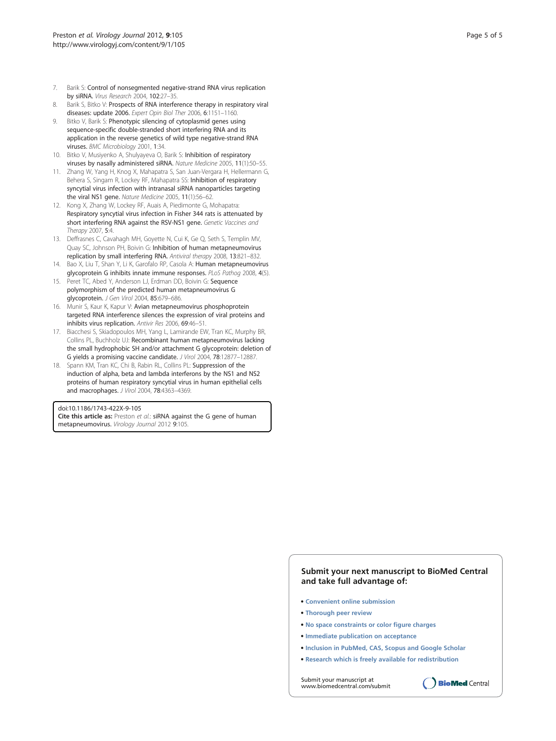7. Barik S: **Control of nonsegmented negative-strand RNA virus replication by siRNA.** *Virus Research* 2004, **102**:27–35.
8. Barik S, Bitko V: **Prospects of RNA interference therapy in respiratory viral diseases: update 2006.** *Expert Opin Biol Ther* 2006, **6**:1151–1160.
9. Bitko V, Barik S: **Phenotypic silencing of cytoplasmid genes using sequence-specific double-stranded short interfering RNA and its application in the reverse genetics of wild type negative-strand RNA viruses.** *BMC Microbiology* 2001, **1**:34.
10. Bitko V, Musiyenko A, Shulyayeva O, Barik S: **Inhibition of respiratory viruses by nasally administered siRNA.** *Nature Medicine* 2005, **11**(1):50–55.
11. Zhang W, Yang H, Knog X, Mahapatra S, San Juan-Vergara H, Hellermann G, Behera S, Singam R, Lockey RF, Mahapatra SS: **Inhibition of respiratory syncytial virus infection with intranasal siRNA nanoparticles targeting the viral NS1 gene.** *Nature Medicine* 2005, **11**(1):56–62.
12. Kong X, Zhang W, Lockey RF, Auais A, Piedimonte G, Mohapatra: **Respiratory syncytial virus infection in Fisher 344 rats is attenuated by short interfering RNA against the RSV-NS1 gene.** *Genetic Vaccines and Therapy* 2007, **5**:4.
13. Deffrasnes C, Cavahagh MH, Goyette N, Cui K, Ge Q, Seth S, Templin MV, Quay SC, Johnson PH, Boivin G: **Inhibition of human metapneumovirus replication by small interfering RNA.** *Antiviral therapy* 2008, **13**:821–832.
14. Bao X, Liu T, Shan Y, Li K, Garofalo RP, Casola A: **Human metapneumovirus glycoprotein G inhibits innate immune responses.** *PLoS Pathog* 2008, **4**(5).
15. Peret TC, Abed Y, Anderson LJ, Erdman DD, Boivin G: **Sequence polymorphism of the predicted human metapneumovirus G glycoprotein.** *J Gen Virol* 2004, **85**:679–686.
16. Munir S, Kaur K, Kapur V: **Avian metapneumovirus phosphoprotein targeted RNA interference silences the expression of viral proteins and inhibits virus replication.** *Antivir Res* 2006, **69**:46–51.
17. Biacchesi S, Skiadopoulos MH, Yang L, Lamirande EW, Tran KC, Murphy BR, Collins PL, Buchholz UJ: **Recombinant human metapneumovirus lacking the small hydrophobic SH and/or attachment G glycoprotein: deletion of G yields a promising vaccine candidate.** *J Virol* 2004, **78**:12877–12887.
18. Spann KM, Tran KC, Chi B, Rabin RL, Collins PL: **Suppression of the induction of alpha, beta and lambda interferons by the NS1 and NS2 proteins of human respiratory syncytial virus in human epithelial cells and macrophages.** *J Virol* 2004, **78**:4363–4369.

doi:10.1186/1743-422X-9-105
**Cite this article as:** Preston *et al.*: siRNA against the G gene of human metapneumovirus. *Virology Journal* 2012 **9**:105.

**Submit your next manuscript to BioMed Central and take full advantage of:**

- **Convenient online submission**
- **Thorough peer review**
- **No space constraints or color figure charges**
- **Immediate publication on acceptance**
- **Inclusion in PubMed, CAS, Scopus and Google Scholar**
- **Research which is freely available for redistribution**

Submit your manuscript at
www.biomedcentral.com/submit

BioMed Central